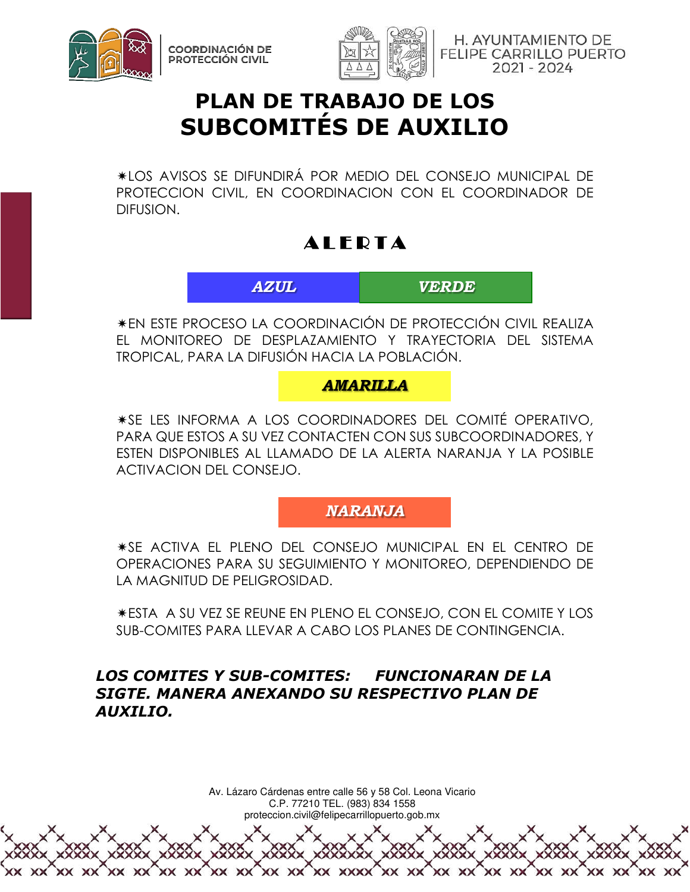# PLAN DE TRABAJO DE LOS SUBCOMITÉS DE AUXILIO

✷LOS AVISOS SE DIFUNDIRÁ POR MEDIO DEL CONSEJO MUNICIPAL DE PROTECCION CIVIL, EN COORDINACION CON EL COORDINADOR DE DIFUSION.

## ALERTA

| ***AZUL*** | ***VERDE*** |
|---|---|

✷EN ESTE PROCESO LA COORDINACIÓN DE PROTECCIÓN CIVIL REALIZA EL MONITOREO DE DESPLAZAMIENTO Y TRAYECTORIA DEL SISTEMA TROPICAL, PARA LA DIFUSIÓN HACIA LA POBLACIÓN.

***AMARILLA***

✷SE LES INFORMA A LOS COORDINADORES DEL COMITÉ OPERATIVO, PARA QUE ESTOS A SU VEZ CONTACTEN CON SUS SUBCOORDINADORES, Y ESTEN DISPONIBLES AL LLAMADO DE LA ALERTA NARANJA Y LA POSIBLE ACTIVACION DEL CONSEJO.

***NARANJA***

✷SE ACTIVA EL PLENO DEL CONSEJO MUNICIPAL EN EL CENTRO DE OPERACIONES PARA SU SEGUIMIENTO Y MONITOREO, DEPENDIENDO DE LA MAGNITUD DE PELIGROSIDAD.

✷ESTA A SU VEZ SE REUNE EN PLENO EL CONSEJO, CON EL COMITE Y LOS SUB-COMITES PARA LLEVAR A CABO LOS PLANES DE CONTINGENCIA.

***LOS COMITES Y SUB-COMITES: FUNCIONARAN DE LA SIGTE. MANERA ANEXANDO SU RESPECTIVO PLAN DE AUXILIO.***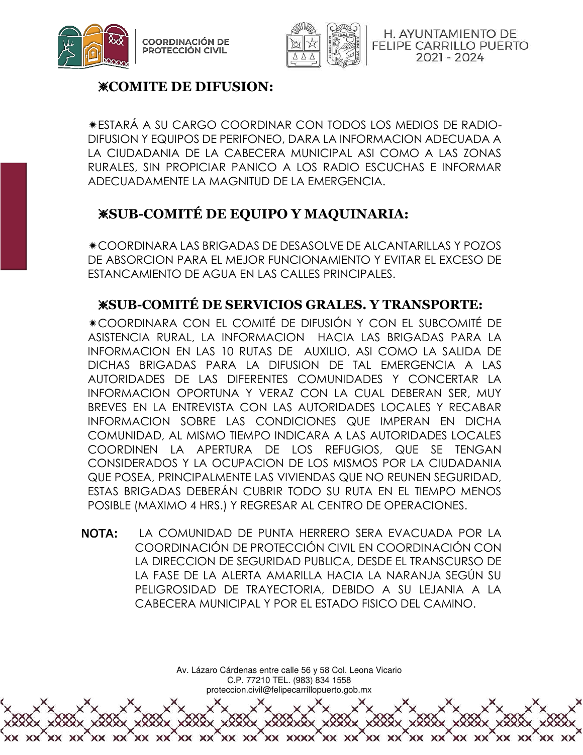## ⁕COMITE DE DIFUSION:

⁕ESTARÁ A SU CARGO COORDINAR CON TODOS LOS MEDIOS DE RADIO-DIFUSION Y EQUIPOS DE PERIFONEO, DARA LA INFORMACION ADECUADA A LA CIUDADANIA DE LA CABECERA MUNICIPAL ASI COMO A LAS ZONAS RURALES, SIN PROPICIAR PANICO A LOS RADIO ESCUCHAS E INFORMAR ADECUADAMENTE LA MAGNITUD DE LA EMERGENCIA.

## ⁕SUB-COMITÉ DE EQUIPO Y MAQUINARIA:

⁕COORDINARA LAS BRIGADAS DE DESASOLVE DE ALCANTARILLAS Y POZOS DE ABSORCION PARA EL MEJOR FUNCIONAMIENTO Y EVITAR EL EXCESO DE ESTANCAMIENTO DE AGUA EN LAS CALLES PRINCIPALES.

## ⁕SUB-COMITÉ DE SERVICIOS GRALES. Y TRANSPORTE:

⁕COORDINARA CON EL COMITÉ DE DIFUSIÓN Y CON EL SUBCOMITÉ DE ASISTENCIA RURAL, LA INFORMACION HACIA LAS BRIGADAS PARA LA INFORMACION EN LAS 10 RUTAS DE AUXILIO, ASI COMO LA SALIDA DE DICHAS BRIGADAS PARA LA DIFUSION DE TAL EMERGENCIA A LAS AUTORIDADES DE LAS DIFERENTES COMUNIDADES Y CONCERTAR LA INFORMACION OPORTUNA Y VERAZ CON LA CUAL DEBERAN SER, MUY BREVES EN LA ENTREVISTA CON LAS AUTORIDADES LOCALES Y RECABAR INFORMACION SOBRE LAS CONDICIONES QUE IMPERAN EN DICHA COMUNIDAD, AL MISMO TIEMPO INDICARA A LAS AUTORIDADES LOCALES COORDINEN LA APERTURA DE LOS REFUGIOS, QUE SE TENGAN CONSIDERADOS Y LA OCUPACION DE LOS MISMOS POR LA CIUDADANIA QUE POSEA, PRINCIPALMENTE LAS VIVIENDAS QUE NO REUNEN SEGURIDAD, ESTAS BRIGADAS DEBERÁN CUBRIR TODO SU RUTA EN EL TIEMPO MENOS POSIBLE (MAXIMO 4 HRS.) Y REGRESAR AL CENTRO DE OPERACIONES.

**NOTA:** LA COMUNIDAD DE PUNTA HERRERO SERA EVACUADA POR LA COORDINACIÓN DE PROTECCIÓN CIVIL EN COORDINACIÓN CON LA DIRECCION DE SEGURIDAD PUBLICA, DESDE EL TRANSCURSO DE LA FASE DE LA ALERTA AMARILLA HACIA LA NARANJA SEGÚN SU PELIGROSIDAD DE TRAYECTORIA, DEBIDO A SU LEJANIA A LA CABECERA MUNICIPAL Y POR EL ESTADO FISICO DEL CAMINO.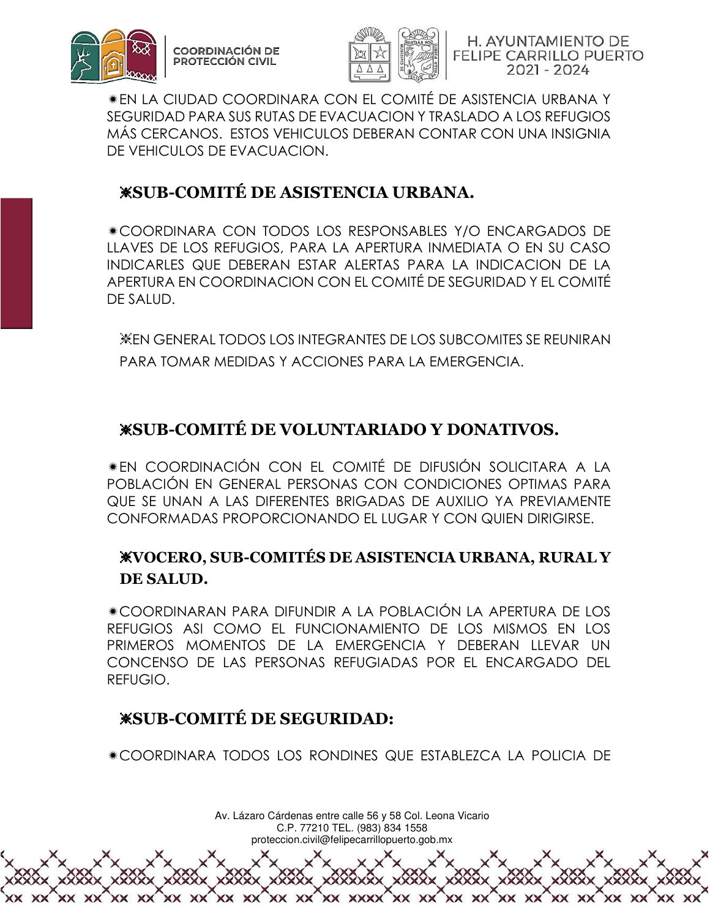✷EN LA CIUDAD COORDINARA CON EL COMITÉ DE ASISTENCIA URBANA Y SEGURIDAD PARA SUS RUTAS DE EVACUACION Y TRASLADO A LOS REFUGIOS MÁS CERCANOS. ESTOS VEHICULOS DEBERAN CONTAR CON UNA INSIGNIA DE VEHICULOS DE EVACUACION.

## ⁂SUB-COMITÉ DE ASISTENCIA URBANA.

✷COORDINARA CON TODOS LOS RESPONSABLES Y/O ENCARGADOS DE LLAVES DE LOS REFUGIOS, PARA LA APERTURA INMEDIATA O EN SU CASO INDICARLES QUE DEBERAN ESTAR ALERTAS PARA LA INDICACION DE LA APERTURA EN COORDINACION CON EL COMITÉ DE SEGURIDAD Y EL COMITÉ DE SALUD.

⁂EN GENERAL TODOS LOS INTEGRANTES DE LOS SUBCOMITES SE REUNIRAN PARA TOMAR MEDIDAS Y ACCIONES PARA LA EMERGENCIA.

## ⁂SUB-COMITÉ DE VOLUNTARIADO Y DONATIVOS.

✷EN COORDINACIÓN CON EL COMITÉ DE DIFUSIÓN SOLICITARA A LA POBLACIÓN EN GENERAL PERSONAS CON CONDICIONES OPTIMAS PARA QUE SE UNAN A LAS DIFERENTES BRIGADAS DE AUXILIO YA PREVIAMENTE CONFORMADAS PROPORCIONANDO EL LUGAR Y CON QUIEN DIRIGIRSE.

## ⁂VOCERO, SUB-COMITÉS DE ASISTENCIA URBANA, RURAL Y DE SALUD.

✷COORDINARAN PARA DIFUNDIR A LA POBLACIÓN LA APERTURA DE LOS REFUGIOS ASI COMO EL FUNCIONAMIENTO DE LOS MISMOS EN LOS PRIMEROS MOMENTOS DE LA EMERGENCIA Y DEBERAN LLEVAR UN CONCENSO DE LAS PERSONAS REFUGIADAS POR EL ENCARGADO DEL REFUGIO.

## ⁂SUB-COMITÉ DE SEGURIDAD:

✷COORDINARA TODOS LOS RONDINES QUE ESTABLEZCA LA POLICIA DE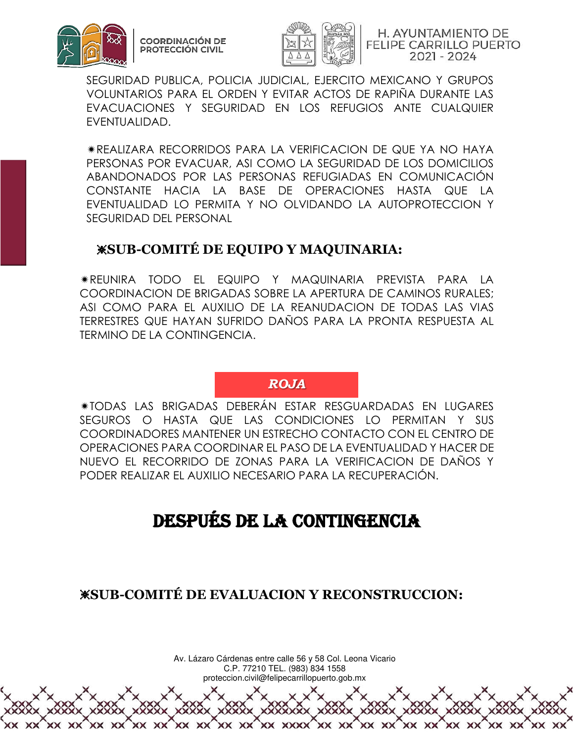SEGURIDAD PUBLICA, POLICIA JUDICIAL, EJERCITO MEXICANO Y GRUPOS VOLUNTARIOS PARA EL ORDEN Y EVITAR ACTOS DE RAPIÑA DURANTE LAS EVACUACIONES Y SEGURIDAD EN LOS REFUGIOS ANTE CUALQUIER EVENTUALIDAD.

✷REALIZARA RECORRIDOS PARA LA VERIFICACION DE QUE YA NO HAYA PERSONAS POR EVACUAR, ASI COMO LA SEGURIDAD DE LOS DOMICILIOS ABANDONADOS POR LAS PERSONAS REFUGIADAS EN COMUNICACIÓN CONSTANTE HACIA LA BASE DE OPERACIONES HASTA QUE LA EVENTUALIDAD LO PERMITA Y NO OLVIDANDO LA AUTOPROTECCION Y SEGURIDAD DEL PERSONAL

### ⁕SUB-COMITÉ DE EQUIPO Y MAQUINARIA:

✷REUNIRA TODO EL EQUIPO Y MAQUINARIA PREVISTA PARA LA COORDINACION DE BRIGADAS SOBRE LA APERTURA DE CAMINOS RURALES; ASI COMO PARA EL AUXILIO DE LA REANUDACION DE TODAS LAS VIAS TERRESTRES QUE HAYAN SUFRIDO DAÑOS PARA LA PRONTA RESPUESTA AL TERMINO DE LA CONTINGENCIA.

***ROJA***

✷TODAS LAS BRIGADAS DEBERÁN ESTAR RESGUARDADAS EN LUGARES SEGUROS O HASTA QUE LAS CONDICIONES LO PERMITAN Y SUS COORDINADORES MANTENER UN ESTRECHO CONTACTO CON EL CENTRO DE OPERACIONES PARA COORDINAR EL PASO DE LA EVENTUALIDAD Y HACER DE NUEVO EL RECORRIDO DE ZONAS PARA LA VERIFICACION DE DAÑOS Y PODER REALIZAR EL AUXILIO NECESARIO PARA LA RECUPERACIÓN.

## DESPUÉS DE LA CONTINGENCIA

### ⁕SUB-COMITÉ DE EVALUACION Y RECONSTRUCCION: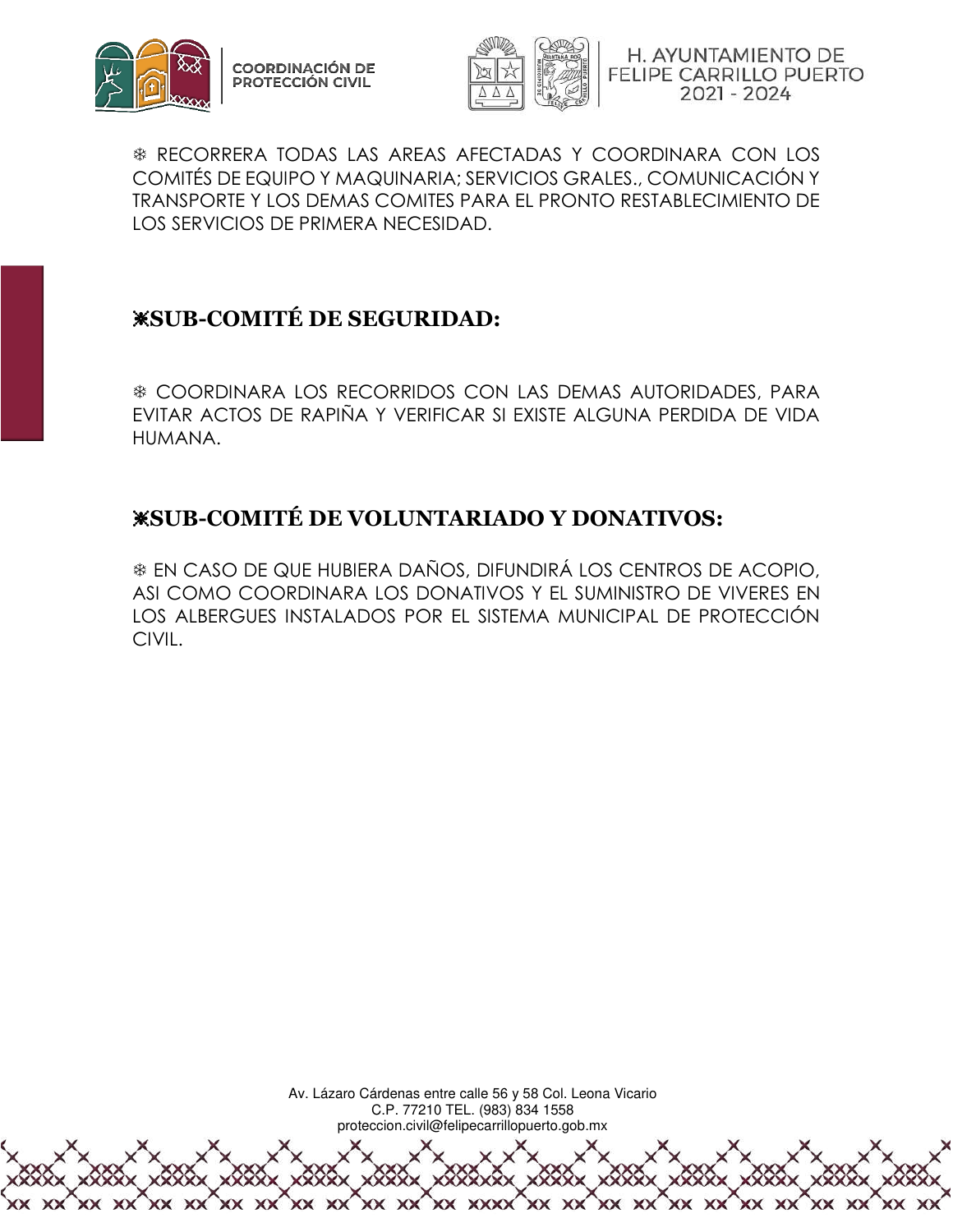❄ RECORRERA TODAS LAS AREAS AFECTADAS Y COORDINARA CON LOS COMITÉS DE EQUIPO Y MAQUINARIA; SERVICIOS GRALES., COMUNICACIÓN Y TRANSPORTE Y LOS DEMAS COMITES PARA EL PRONTO RESTABLECIMIENTO DE LOS SERVICIOS DE PRIMERA NECESIDAD.

## ⁕SUB-COMITÉ DE SEGURIDAD:

❄ COORDINARA LOS RECORRIDOS CON LAS DEMAS AUTORIDADES, PARA EVITAR ACTOS DE RAPIÑA Y VERIFICAR SI EXISTE ALGUNA PERDIDA DE VIDA HUMANA.

## ⁕SUB-COMITÉ DE VOLUNTARIADO Y DONATIVOS:

❄ EN CASO DE QUE HUBIERA DAÑOS, DIFUNDIRÁ LOS CENTROS DE ACOPIO, ASI COMO COORDINARA LOS DONATIVOS Y EL SUMINISTRO DE VIVERES EN LOS ALBERGUES INSTALADOS POR EL SISTEMA MUNICIPAL DE PROTECCIÓN CIVIL.